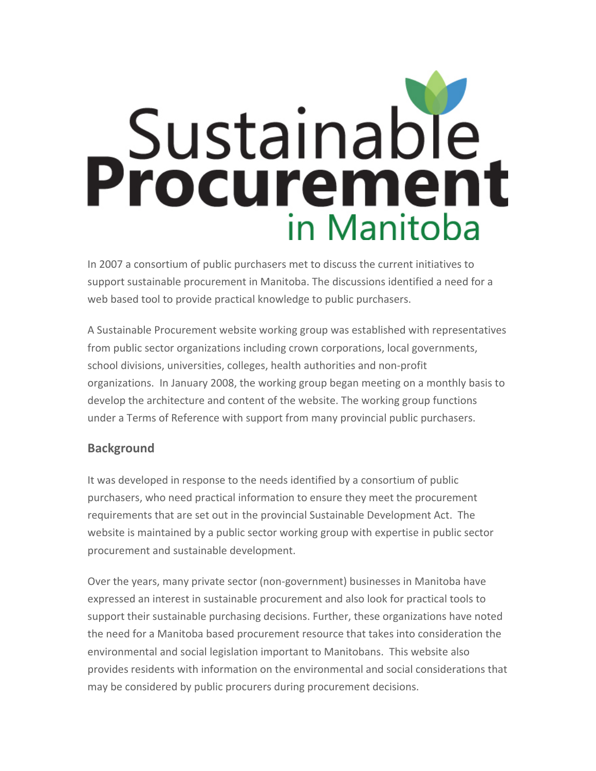# Sustainable Procurement in Manitoba

In 2007 a consortium of public purchasers met to discuss the current initiatives to support sustainable procurement in Manitoba. The discussions identified a need for a web based tool to provide practical knowledge to public purchasers.

A Sustainable Procurement website working group was established with representatives from public sector organizations including crown corporations, local governments, school divisions, universities, colleges, health authorities and non-profit organizations. In January 2008, the working group began meeting on a monthly basis to develop the architecture and content of the website. The working group functions under a Terms of Reference with support from many provincial public purchasers.

## Background

It was developed in response to the needs identified by a consortium of public purchasers, who need practical information to ensure they meet the procurement requirements that are set out in the provincial Sustainable Development Act. The website is maintained by a public sector working group with expertise in public sector procurement and sustainable development.

Over the years, many private sector (non-government) businesses in Manitoba have expressed an interest in sustainable procurement and also look for practical tools to support their sustainable purchasing decisions. Further, these organizations have noted the need for a Manitoba based procurement resource that takes into consideration the environmental and social legislation important to Manitobans. This website also provides residents with information on the environmental and social considerations that may be considered by public procurers during procurement decisions.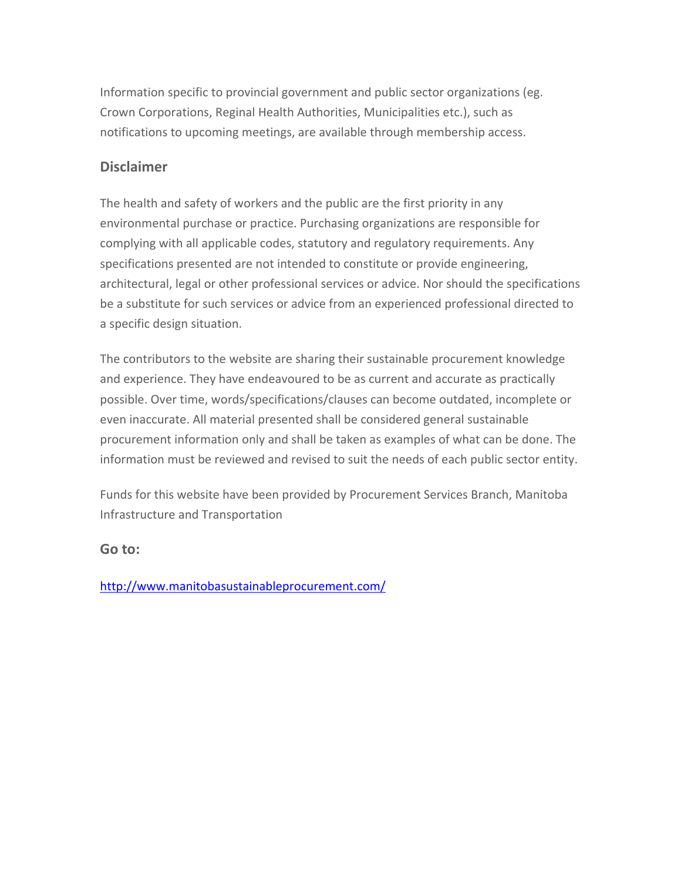Information specific to provincial government and public sector organizations (eg. Crown Corporations, Reginal Health Authorities, Municipalities etc.), such as notifications to upcoming meetings, are available through membership access.

## Disclaimer

The health and safety of workers and the public are the first priority in any environmental purchase or practice. Purchasing organizations are responsible for complying with all applicable codes, statutory and regulatory requirements. Any specifications presented are not intended to constitute or provide engineering, architectural, legal or other professional services or advice. Nor should the specifications be a substitute for such services or advice from an experienced professional directed to a specific design situation.

The contributors to the website are sharing their sustainable procurement knowledge and experience. They have endeavoured to be as current and accurate as practically possible. Over time, words/specifications/clauses can become outdated, incomplete or even inaccurate. All material presented shall be considered general sustainable procurement information only and shall be taken as examples of what can be done. The information must be reviewed and revised to suit the needs of each public sector entity.

Funds for this website have been provided by Procurement Services Branch, Manitoba Infrastructure and Transportation

## Go to:

[http://www.manitobasustainableprocurement.com/](http://www.manitobasustainableprocurement.com/)